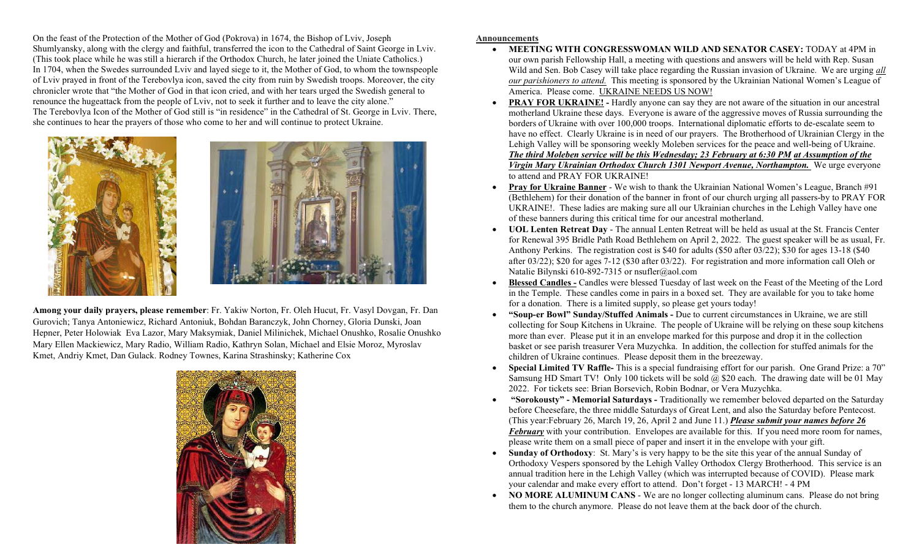On the feast of the Protection of the Mother of God (Pokrova) in 1674, the Bishop of Lviv, Joseph Shumlyansky, along with the clergy and faithful, transferred the icon to the Cathedral of Saint George in Lviv. (This took place while he was still a hierarch if the Orthodox Church, he later joined the Uniate Catholics.) In 1704, when the Swedes surrounded Lviv and layed siege to it, the Mother of God, to whom the townspeople of Lviv prayed in front of the Terebovlya icon, saved the city from ruin by Swedish troops. Moreover, the city chronicler wrote that "the Mother of God in that icon cried, and with her tears urged the Swedish general to renounce the hugeattack from the people of Lviv, not to seek it further and to leave the city alone." The Terebovlya Icon of the Mother of God still is "in residence" in the Cathedral of St. George in Lviv. There, she continues to hear the prayers of those who come to her and will continue to protect Ukraine.

**Among your daily prayers, please remember**: Fr. Yakiw Norton, Fr. Oleh Hucut, Fr. Vasyl Dovgan, Fr. Dan Gurovich; Tanya Antoniewicz, Richard Antoniuk, Bohdan Baranczyk, John Chorney, Gloria Dunski, Joan Hepner, Peter Holowiak Eva Lazor, Mary Maksymiak, Daniel Milinichek, Michael Onushko, Rosalie Onushko Mary Ellen Mackiewicz, Mary Radio, William Radio, Kathryn Solan, Michael and Elsie Moroz, Myroslav Kmet, Andriy Kmet, Dan Gulack. Rodney Townes, Karina Strashinsky; Katherine Cox

**Announcements**

- **MEETING WITH CONGRESSWOMAN WILD AND SENATOR CASEY:** TODAY at 4PM in our own parish Fellowship Hall, a meeting with questions and answers will be held with Rep. Susan Wild and Sen. Bob Casey will take place regarding the Russian invasion of Ukraine. We are urging *all our parishioners to attend.* This meeting is sponsored by the Ukrainian National Women's League of America. Please come. UKRAINE NEEDS US NOW!
- **PRAY FOR UKRAINE! -** Hardly anyone can say they are not aware of the situation in our ancestral motherland Ukraine these days. Everyone is aware of the aggressive moves of Russia surrounding the borders of Ukraine with over 100,000 troops. International diplomatic efforts to de-escalate seem to have no effect. Clearly Ukraine is in need of our prayers. The Brotherhood of Ukrainian Clergy in the Lehigh Valley will be sponsoring weekly Moleben services for the peace and well-being of Ukraine. ***The third Moleben service will be this Wednesday; 23 February at 6:30 PM at Assumption of the Virgin Mary Ukrainian Orthodox Church 1301 Newport Avenue, Northampton.*** We urge everyone to attend and PRAY FOR UKRAINE!
- **Pray for Ukraine Banner** - We wish to thank the Ukrainian National Women's League, Branch #91 (Bethlehem) for their donation of the banner in front of our church urging all passers-by to PRAY FOR UKRAINE!. These ladies are making sure all our Ukrainian churches in the Lehigh Valley have one of these banners during this critical time for our ancestral motherland.
- **UOL Lenten Retreat Day** - The annual Lenten Retreat will be held as usual at the St. Francis Center for Renewal 395 Bridle Path Road Bethlehem on April 2, 2022. The guest speaker will be as usual, Fr. Anthony Perkins. The registration cost is $40 for adults ($50 after 03/22); $30 for ages 13-18 ($40 after 03/22); $20 for ages 7-12 ($30 after 03/22). For registration and more information call Oleh or Natalie Bilynski 610-892-7315 or nsufler@aol.com
- **Blessed Candles -** Candles were blessed Tuesday of last week on the Feast of the Meeting of the Lord in the Temple. These candles come in pairs in a boxed set. They are available for you to take home for a donation. There is a limited supply, so please get yours today!
- **"Soup-er Bowl" Sunday/Stuffed Animals -** Due to current circumstances in Ukraine, we are still collecting for Soup Kitchens in Ukraine. The people of Ukraine will be relying on these soup kitchens more than ever. Please put it in an envelope marked for this purpose and drop it in the collection basket or see parish treasurer Vera Muzychka. In addition, the collection for stuffed animals for the children of Ukraine continues. Please deposit them in the breezeway.
- **Special Limited TV Raffle-** This is a special fundraising effort for our parish. One Grand Prize: a 70" Samsung HD Smart TV! Only 100 tickets will be sold @ $20 each. The drawing date will be 01 May 2022. For tickets see: Brian Borsevich, Robin Bodnar, or Vera Muzychka.
- **"Sorokousty" - Memorial Saturdays -** Traditionally we remember beloved departed on the Saturday before Cheesefare, the three middle Saturdays of Great Lent, and also the Saturday before Pentecost. (This year:February 26, March 19, 26, April 2 and June 11.) ***Please submit your names before 26 February*** with your contribution. Envelopes are available for this. If you need more room for names, please write them on a small piece of paper and insert it in the envelope with your gift.
- **Sunday of Orthodoxy**: St. Mary's is very happy to be the site this year of the annual Sunday of Orthodoxy Vespers sponsored by the Lehigh Valley Orthodox Clergy Brotherhood. This service is an annual tradition here in the Lehigh Valley (which was interrupted because of COVID). Please mark your calendar and make every effort to attend. Don't forget - 13 MARCH! - 4 PM
- **NO MORE ALUMINUM CANS** - We are no longer collecting aluminum cans. Please do not bring them to the church anymore. Please do not leave them at the back door of the church.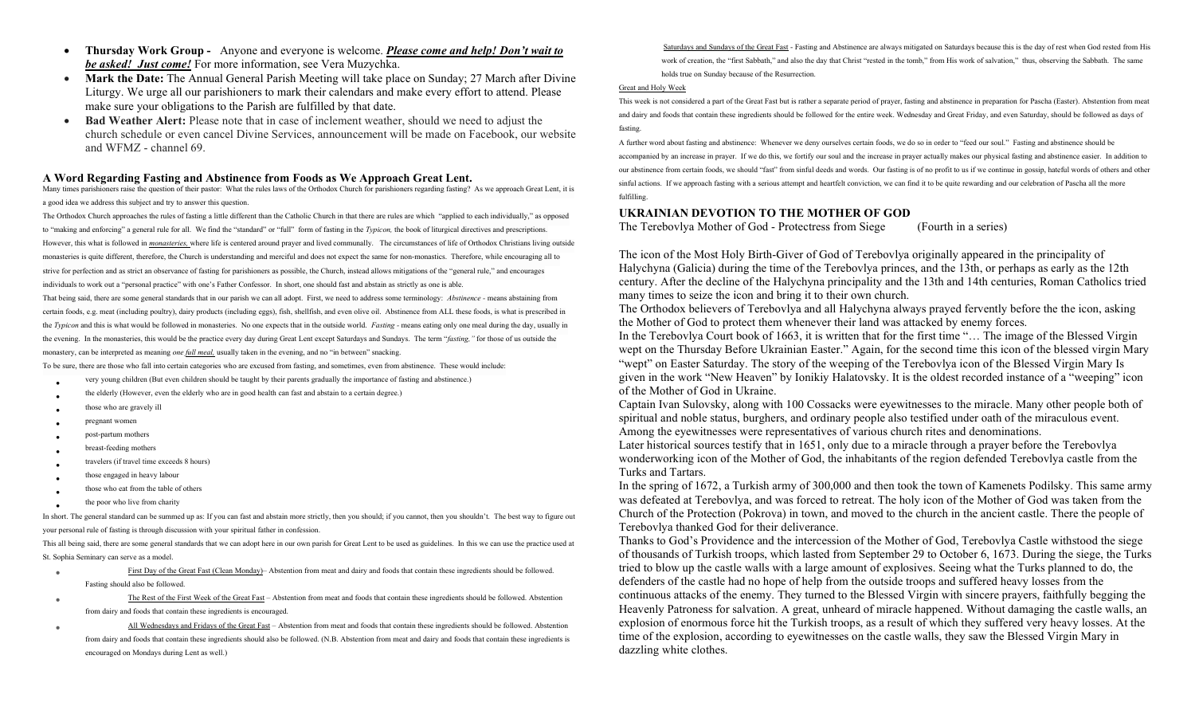- **Thursday Work Group -** Anyone and everyone is welcome. ***Please come and help! Don't wait to be asked! Just come!*** For more information, see Vera Muzychka.
- **Mark the Date:** The Annual General Parish Meeting will take place on Sunday; 27 March after Divine Liturgy. We urge all our parishioners to mark their calendars and make every effort to attend. Please make sure your obligations to the Parish are fulfilled by that date.
- **Bad Weather Alert:** Please note that in case of inclement weather, should we need to adjust the church schedule or even cancel Divine Services, announcement will be made on Facebook, our website and WFMZ - channel 69.

## A Word Regarding Fasting and Abstinence from Foods as We Approach Great Lent.

Many times parishioners raise the question of their pastor: What the rules laws of the Orthodox Church for parishioners regarding fasting? As we approach Great Lent, it is a good idea we address this subject and try to answer this question.

The Orthodox Church approaches the rules of fasting a little different than the Catholic Church in that there are rules are which "applied to each individually," as opposed to "making and enforcing" a general rule for all. We find the "standard" or "full" form of fasting in the *Typicon,* the book of liturgical directives and prescriptions. However, this what is followed in *monasteries,* where life is centered around prayer and lived communally. The circumstances of life of Orthodox Christians living outside monasteries is quite different, therefore, the Church is understanding and merciful and does not expect the same for non-monastics. Therefore, while encouraging all to strive for perfection and as strict an observance of fasting for parishioners as possible, the Church, instead allows mitigations of the "general rule," and encourages individuals to work out a "personal practice" with one's Father Confessor. In short, one should fast and abstain as strictly as one is able.

That being said, there are some general standards that in our parish we can all adopt. First, we need to address some terminology: *Abstinence* - means abstaining from certain foods, e.g. meat (including poultry), dairy products (including eggs), fish, shellfish, and even olive oil. Abstinence from ALL these foods, is what is prescribed in the *Typicon* and this is what would be followed in monasteries. No one expects that in the outside world. *Fasting* - means eating only one meal during the day, usually in the evening. In the monasteries, this would be the practice every day during Great Lent except Saturdays and Sundays. The term "*fasting,"* for those of us outside the monastery, can be interpreted as meaning *one full meal,* usually taken in the evening, and no "in between" snacking.

To be sure, there are those who fall into certain categories who are excused from fasting, and sometimes, even from abstinence. These would include:

- very young children (But even children should be taught by their parents gradually the importance of fasting and abstinence.)
- the elderly (However, even the elderly who are in good health can fast and abstain to a certain degree.)
- those who are gravely ill
- pregnant women
- post-partum mothers
- breast-feeding mothers
- travelers (if travel time exceeds 8 hours)
- those engaged in heavy labour
- those who eat from the table of others
- the poor who live from charity

In short. The general standard can be summed up as: If you can fast and abstain more strictly, then you should; if you cannot, then you shouldn't. The best way to figure out your personal rule of fasting is through discussion with your spiritual father in confession.

This all being said, there are some general standards that we can adopt here in our own parish for Great Lent to be used as guidelines. In this we can use the practice used at St. Sophia Seminary can serve as a model.

- First Day of the Great Fast (Clean Monday)– Abstention from meat and dairy and foods that contain these ingredients should be followed. Fasting should also be followed.
- The Rest of the First Week of the Great Fast – Abstention from meat and foods that contain these ingredients should be followed. Abstention from dairy and foods that contain these ingredients is encouraged.
- All Wednesdays and Fridays of the Great Fast – Abstention from meat and foods that contain these ingredients should be followed. Abstention from dairy and foods that contain these ingredients should also be followed. (N.B. Abstention from meat and dairy and foods that contain these ingredients is encouraged on Mondays during Lent as well.)
- Saturdays and Sundays of the Great Fast - Fasting and Abstinence are always mitigated on Saturdays because this is the day of rest when God rested from His work of creation, the "first Sabbath," and also the day that Christ "rested in the tomb," from His work of salvation," thus, observing the Sabbath. The same holds true on Sunday because of the Resurrection.

Great and Holy Week

This week is not considered a part of the Great Fast but is rather a separate period of prayer, fasting and abstinence in preparation for Pascha (Easter). Abstention from meat and dairy and foods that contain these ingredients should be followed for the entire week. Wednesday and Great Friday, and even Saturday, should be followed as days of fasting.

A further word about fasting and abstinence: Whenever we deny ourselves certain foods, we do so in order to "feed our soul." Fasting and abstinence should be accompanied by an increase in prayer. If we do this, we fortify our soul and the increase in prayer actually makes our physical fasting and abstinence easier. In addition to our abstinence from certain foods, we should "fast" from sinful deeds and words. Our fasting is of no profit to us if we continue in gossip, hateful words of others and other sinful actions. If we approach fasting with a serious attempt and heartfelt conviction, we can find it to be quite rewarding and our celebration of Pascha all the more fulfilling.

## UKRAINIAN DEVOTION TO THE MOTHER OF GOD

The Terebovlya Mother of God - Protectress from Siege (Fourth in a series)

The icon of the Most Holy Birth-Giver of God of Terebovlya originally appeared in the principality of Halychyna (Galicia) during the time of the Terebovlya princes, and the 13th, or perhaps as early as the 12th century. After the decline of the Halychyna principality and the 13th and 14th centuries, Roman Catholics tried many times to seize the icon and bring it to their own church.

The Orthodox believers of Terebovlya and all Halychyna always prayed fervently before the the icon, asking the Mother of God to protect them whenever their land was attacked by enemy forces.

In the Terebovlya Court book of 1663, it is written that for the first time "… The image of the Blessed Virgin wept on the Thursday Before Ukrainian Easter." Again, for the second time this icon of the blessed virgin Mary "wept" on Easter Saturday. The story of the weeping of the Terebovlya icon of the Blessed Virgin Mary Is given in the work "New Heaven" by Ionikiy Halatovsky. It is the oldest recorded instance of a "weeping" icon of the Mother of God in Ukraine.

Captain Ivan Sulovsky, along with 100 Cossacks were eyewitnesses to the miracle. Many other people both of spiritual and noble status, burghers, and ordinary people also testified under oath of the miraculous event. Among the eyewitnesses were representatives of various church rites and denominations.

Later historical sources testify that in 1651, only due to a miracle through a prayer before the Terebovlya wonderworking icon of the Mother of God, the inhabitants of the region defended Terebovlya castle from the Turks and Tartars.

In the spring of 1672, a Turkish army of 300,000 and then took the town of Kamenets Podilsky. This same army was defeated at Terebovlya, and was forced to retreat. The holy icon of the Mother of God was taken from the Church of the Protection (Pokrova) in town, and moved to the church in the ancient castle. There the people of Terebovlya thanked God for their deliverance.

Thanks to God's Providence and the intercession of the Mother of God, Terebovlya Castle withstood the siege of thousands of Turkish troops, which lasted from September 29 to October 6, 1673. During the siege, the Turks tried to blow up the castle walls with a large amount of explosives. Seeing what the Turks planned to do, the defenders of the castle had no hope of help from the outside troops and suffered heavy losses from the continuous attacks of the enemy. They turned to the Blessed Virgin with sincere prayers, faithfully begging the Heavenly Patroness for salvation. A great, unheard of miracle happened. Without damaging the castle walls, an explosion of enormous force hit the Turkish troops, as a result of which they suffered very heavy losses. At the time of the explosion, according to eyewitnesses on the castle walls, they saw the Blessed Virgin Mary in dazzling white clothes.